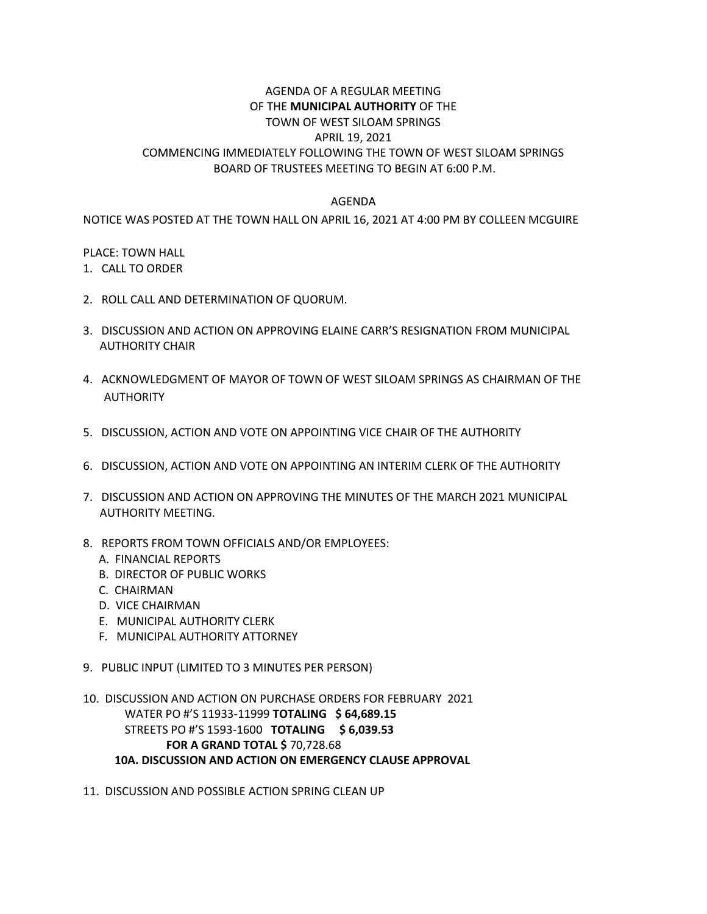AGENDA OF A REGULAR MEETING
OF THE **MUNICIPAL AUTHORITY** OF THE
TOWN OF WEST SILOAM SPRINGS
APRIL 19, 2021
COMMENCING IMMEDIATELY FOLLOWING THE TOWN OF WEST SILOAM SPRINGS
BOARD OF TRUSTEES MEETING TO BEGIN AT 6:00 P.M.

AGENDA

NOTICE WAS POSTED AT THE TOWN HALL ON APRIL 16, 2021 AT 4:00 PM BY COLLEEN MCGUIRE

PLACE: TOWN HALL

1. CALL TO ORDER

2. ROLL CALL AND DETERMINATION OF QUORUM.

3. DISCUSSION AND ACTION ON APPROVING ELAINE CARR'S RESIGNATION FROM MUNICIPAL AUTHORITY CHAIR

4. ACKNOWLEDGMENT OF MAYOR OF TOWN OF WEST SILOAM SPRINGS AS CHAIRMAN OF THE AUTHORITY

5. DISCUSSION, ACTION AND VOTE ON APPOINTING VICE CHAIR OF THE AUTHORITY

6. DISCUSSION, ACTION AND VOTE ON APPOINTING AN INTERIM CLERK OF THE AUTHORITY

7. DISCUSSION AND ACTION ON APPROVING THE MINUTES OF THE MARCH 2021 MUNICIPAL AUTHORITY MEETING.

8. REPORTS FROM TOWN OFFICIALS AND/OR EMPLOYEES:
   A. FINANCIAL REPORTS
   B. DIRECTOR OF PUBLIC WORKS
   C. CHAIRMAN
   D. VICE CHAIRMAN
   E. MUNICIPAL AUTHORITY CLERK
   F. MUNICIPAL AUTHORITY ATTORNEY

9. PUBLIC INPUT (LIMITED TO 3 MINUTES PER PERSON)

10. DISCUSSION AND ACTION ON PURCHASE ORDERS FOR FEBRUARY 2021
    WATER PO #'S 11933-11999 **TOTALING $ 64,689.15**
    STREETS PO #'S 1593-1600 **TOTALING $ 6,039.53**
    **FOR A GRAND TOTAL $** 70,728.68
    **10A. DISCUSSION AND ACTION ON EMERGENCY CLAUSE APPROVAL**

11. DISCUSSION AND POSSIBLE ACTION SPRING CLEAN UP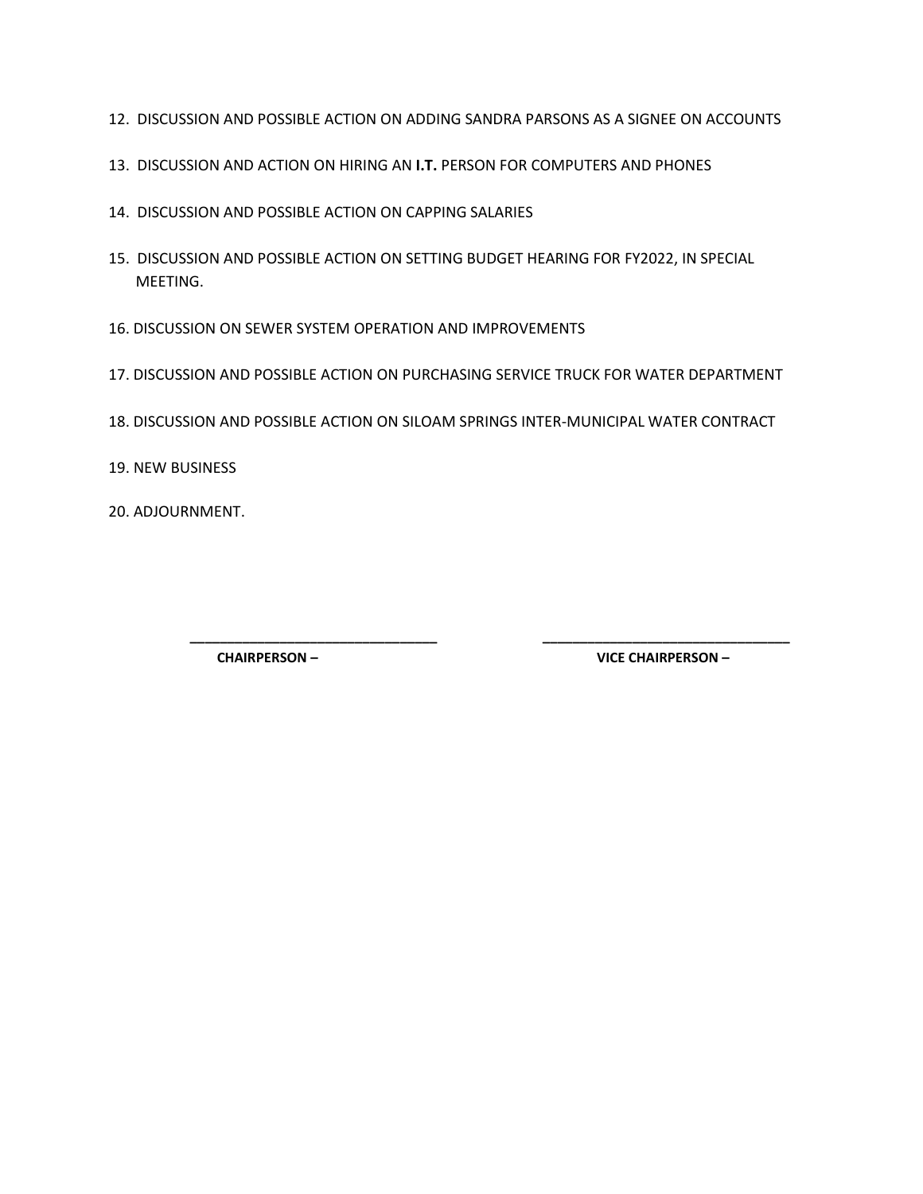12. DISCUSSION AND POSSIBLE ACTION ON ADDING SANDRA PARSONS AS A SIGNEE ON ACCOUNTS

13. DISCUSSION AND ACTION ON HIRING AN **I.T.** PERSON FOR COMPUTERS AND PHONES

14. DISCUSSION AND POSSIBLE ACTION ON CAPPING SALARIES

15. DISCUSSION AND POSSIBLE ACTION ON SETTING BUDGET HEARING FOR FY2022, IN SPECIAL MEETING.

16. DISCUSSION ON SEWER SYSTEM OPERATION AND IMPROVEMENTS

17. DISCUSSION AND POSSIBLE ACTION ON PURCHASING SERVICE TRUCK FOR WATER DEPARTMENT

18. DISCUSSION AND POSSIBLE ACTION ON SILOAM SPRINGS INTER-MUNICIPAL WATER CONTRACT

19. NEW BUSINESS

20. ADJOURNMENT.

______________________________ ______________________________

**CHAIRPERSON –** **VICE CHAIRPERSON –**